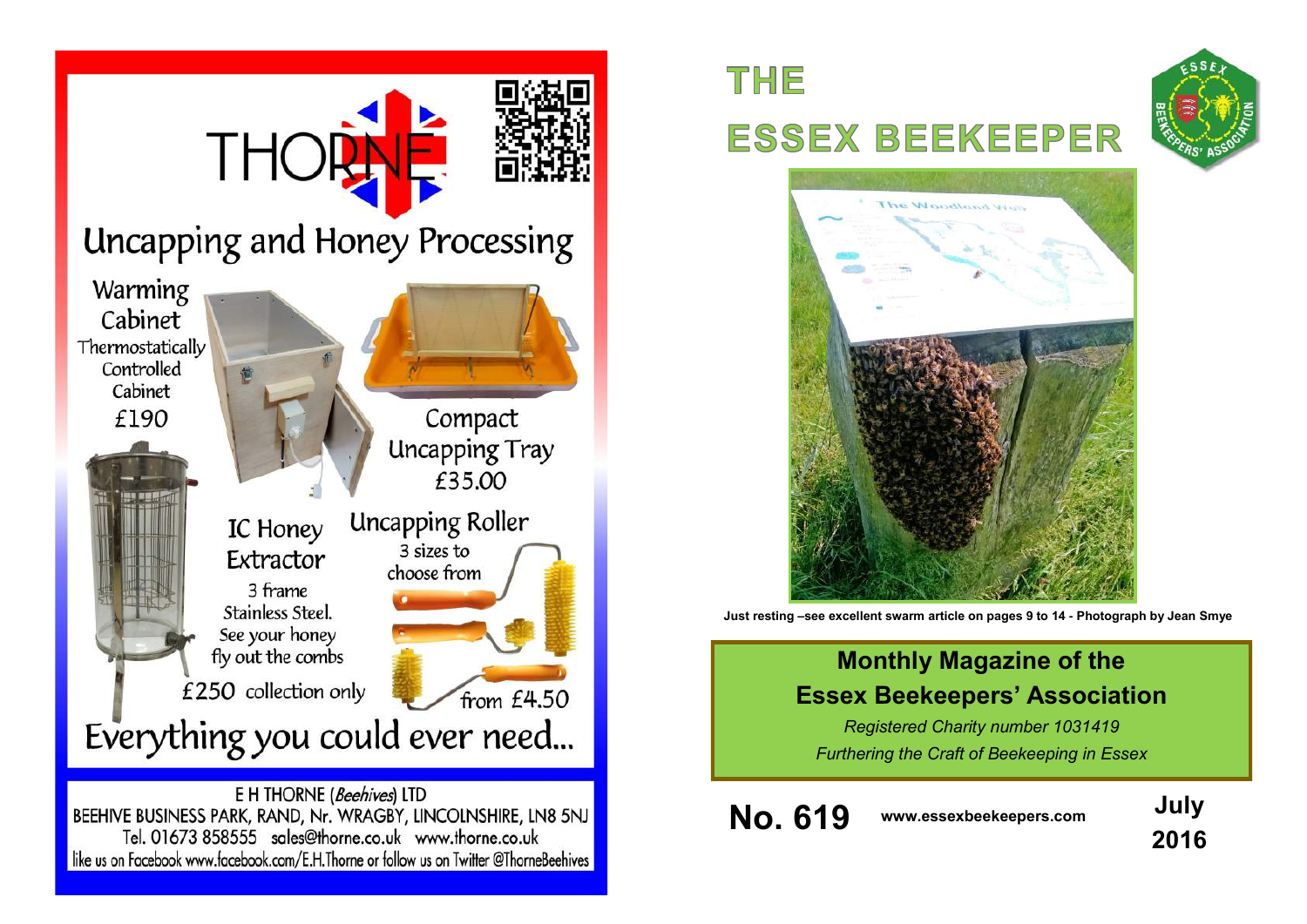THORNE

# Uncapping and Honey Processing

**Warming Cabinet**
Thermostatically Controlled Cabinet
£190

**Compact Uncapping Tray**
£35.00

**IC Honey Extractor**
3 frame Stainless Steel.
See your honey fly out the combs
£250 collection only

**Uncapping Roller**
3 sizes to choose from
from £4.50

## Everything you could ever need...

E H THORNE (*Beehives*) LTD
BEEHIVE BUSINESS PARK, RAND, Nr. WRAGBY, LINCOLNSHIRE, LN8 5NJ
Tel. 01673 858555 sales@thorne.co.uk www.thorne.co.uk
like us on Facebook www.facebook.com/E.H.Thorne or follow us on Twitter @ThorneBeehives

# THE ESSEX BEEKEEPER

**Just resting –see excellent swarm article on pages 9 to 14 - Photograph by Jean Smye**

## Monthly Magazine of the Essex Beekeepers' Association

*Registered Charity number 1031419*

*Furthering the Craft of Beekeeping in Essex*

**No. 619** **www.essexbeekeepers.com** **July 2016**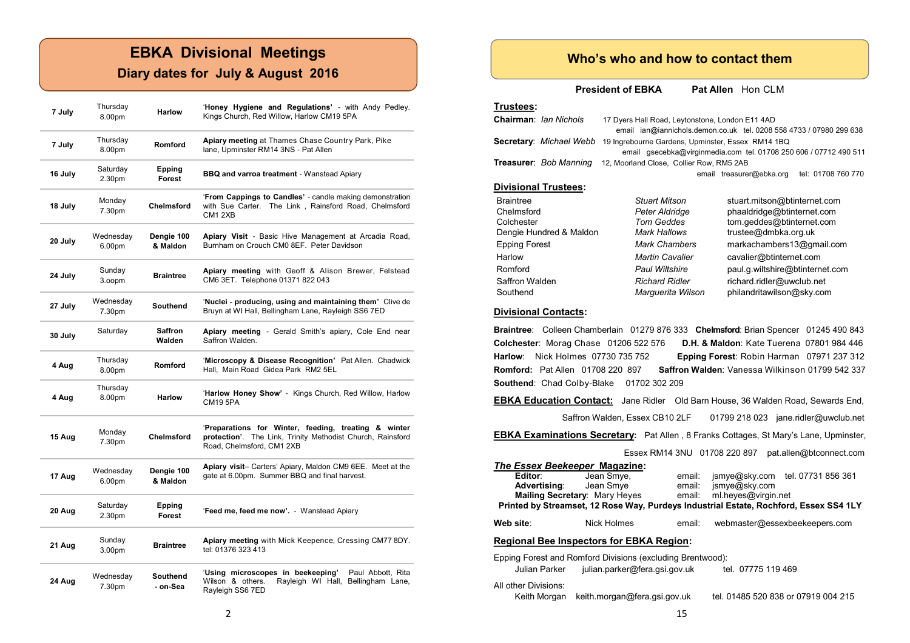# EBKA Divisional Meetings

## Diary dates for July & August 2016

| | | | |
|---|---|---|---|
| **7 July** | Thursday 8.00pm | **Harlow** | '**Honey Hygiene and Regulations**' - with Andy Pedley. Kings Church, Red Willow, Harlow CM19 5PA |
| **7 July** | Thursday 8.00pm | **Romford** | **Apiary meeting** at Thames Chase Country Park, Pike lane, Upminster RM14 3NS - Pat Allen |
| **16 July** | Saturday 2.30pm | **Epping Forest** | **BBQ and varroa treatment** - Wanstead Apiary |
| **18 July** | Monday 7.30pm | **Chelmsford** | '**From Cappings to Candles**' - candle making demonstration with Sue Carter. The Link , Rainsford Road, Chelmsford CM1 2XB |
| **20 July** | Wednesday 6.00pm | **Dengie 100 & Maldon** | **Apiary Visit** - Basic Hive Management at Arcadia Road, Burnham on Crouch CM0 8EF. Peter Davidson |
| **24 July** | Sunday 3.oopm | **Braintree** | **Apiary meeting** with Geoff & Alison Brewer, Felstead CM6 3ET. Telephone 01371 822 043 |
| **27 July** | Wednesday 7.30pm | **Southend** | '**Nuclei - producing, using and maintaining them**' Clive de Bruyn at WI Hall, Bellingham Lane, Rayleigh SS6 7ED |
| **30 July** | Saturday | **Saffron Walden** | **Apiary meeting** - Gerald Smith's apiary, Cole End near Saffron Walden. |
| **4 Aug** | Thursday 8.00pm | **Romford** | '**Microscopy & Disease Recognition**' Pat Allen. Chadwick Hall, Main Road Gidea Park RM2 5EL |
| **4 Aug** | Thursday 8.00pm | **Harlow** | '**Harlow Honey Show**' - Kings Church, Red Willow, Harlow CM19 5PA |
| **15 Aug** | Monday 7.30pm | **Chelmsford** | '**Preparations for Winter, feeding, treating & winter protection**'. The Link, Trinity Methodist Church, Rainsford Road, Chelmsford, CM1 2XB |
| **17 Aug** | Wednesday 6.00pm | **Dengie 100 & Maldon** | **Apiary visit**– Carters' Apiary, Maldon CM9 6EE. Meet at the gate at 6.00pm. Summer BBQ and final harvest. |
| **20 Aug** | Saturday 2.30pm | **Epping Forest** | '**Feed me, feed me now'.** - Wanstead Apiary |
| **21 Aug** | Sunday 3.00pm | **Braintree** | **Apiary meeting** with Mick Keepence, Cressing CM77 8DY. tel: 01376 323 413 |
| **24 Aug** | Wednesday 7.30pm | **Southend - on-Sea** | '**Using microscopes in beekeeping**' Paul Abbott, Rita Wilson & others. Rayleigh WI Hall, Bellingham Lane, Rayleigh SS6 7ED |

# Who's who and how to contact them

**President of EBKA** **Pat Allen** Hon CLM

**Trustees:**

**Chairman**: *Ian Nichols* 17 Dyers Hall Road, Leytonstone, London E11 4AD
email ian@iannichols.demon.co.uk tel. 0208 558 4733 / 07980 299 638

**Secretary**: *Michael Webb* 19 Ingrebourne Gardens, Upminster, Essex RM14 1BQ
email gsecebka@virginmedia.com tel. 01708 250 606 / 07712 490 511

**Treasurer**: *Bob Manning* 12, Moorland Close, Collier Row, RM5 2AB
email treasurer@ebka.org tel: 01708 760 770

**Divisional Trustees:**

| | | |
|---|---|---|
| Braintree | *Stuart Mitson* | stuart.mitson@btinternet.com |
| Chelmsford | *Peter Aldridge* | phaaldridge@btinternet.com |
| Colchester | *Tom Geddes* | tom.geddes@btinternet.com |
| Dengie Hundred & Maldon | *Mark Hallows* | trustee@dmbka.org.uk |
| Epping Forest | *Mark Chambers* | markachambers13@gmail.com |
| Harlow | *Martin Cavalier* | cavalier@btinternet.com |
| Romford | *Paul Wiltshire* | paul.g.wiltshire@btinternet.com |
| Saffron Walden | *Richard Ridler* | richard.ridler@uwclub.net |
| Southend | *Marguerita Wilson* | philandritawilson@sky.com |

**Divisional Contacts:**

**Braintree**: Colleen Chamberlain 01279 876 333 **Chelmsford**: Brian Spencer 01245 490 843
**Colchester**: Morag Chase 01206 522 576 **D.H. & Maldon**: Kate Tuerena 07801 984 446
**Harlow**: Nick Holmes 07730 735 752 **Epping Forest**: Robin Harman 07971 237 312
**Romford:** Pat Allen 01708 220 897 **Saffron Walden**: Vanessa Wilkinson 01799 542 337
**Southend**: Chad Colby-Blake 01702 302 209

**EBKA Education Contact:** Jane Ridler Old Barn House, 36 Walden Road, Sewards End, Saffron Walden, Essex CB10 2LF 01799 218 023 jane.ridler@uwclub.net

**EBKA Examinations Secretary**: Pat Allen , 8 Franks Cottages, St Mary's Lane, Upminster, Essex RM14 3NU 01708 220 897 pat.allen@btconnect.com

***The Essex Beekeeper* Magazine:**

**Editor**: Jean Smye, email: jsmye@sky.com tel. 07731 856 361
**Advertising**: Jean Smye email: jsmye@sky.com
**Mailing Secretary**: Mary Heyes email: ml.heyes@virgin.net

**Printed by Streamset, 12 Rose Way, Purdeys Industrial Estate, Rochford, Essex SS4 1LY**

**Web site**: Nick Holmes email: webmaster@essexbeekeepers.com

**Regional Bee Inspectors for EBKA Region:**

Epping Forest and Romford Divisions (excluding Brentwood):
Julian Parker julian.parker@fera.gsi.gov.uk tel. 07775 119 469

All other Divisions:
Keith Morgan keith.morgan@fera.gsi.gov.uk tel. 01485 520 838 or 07919 004 215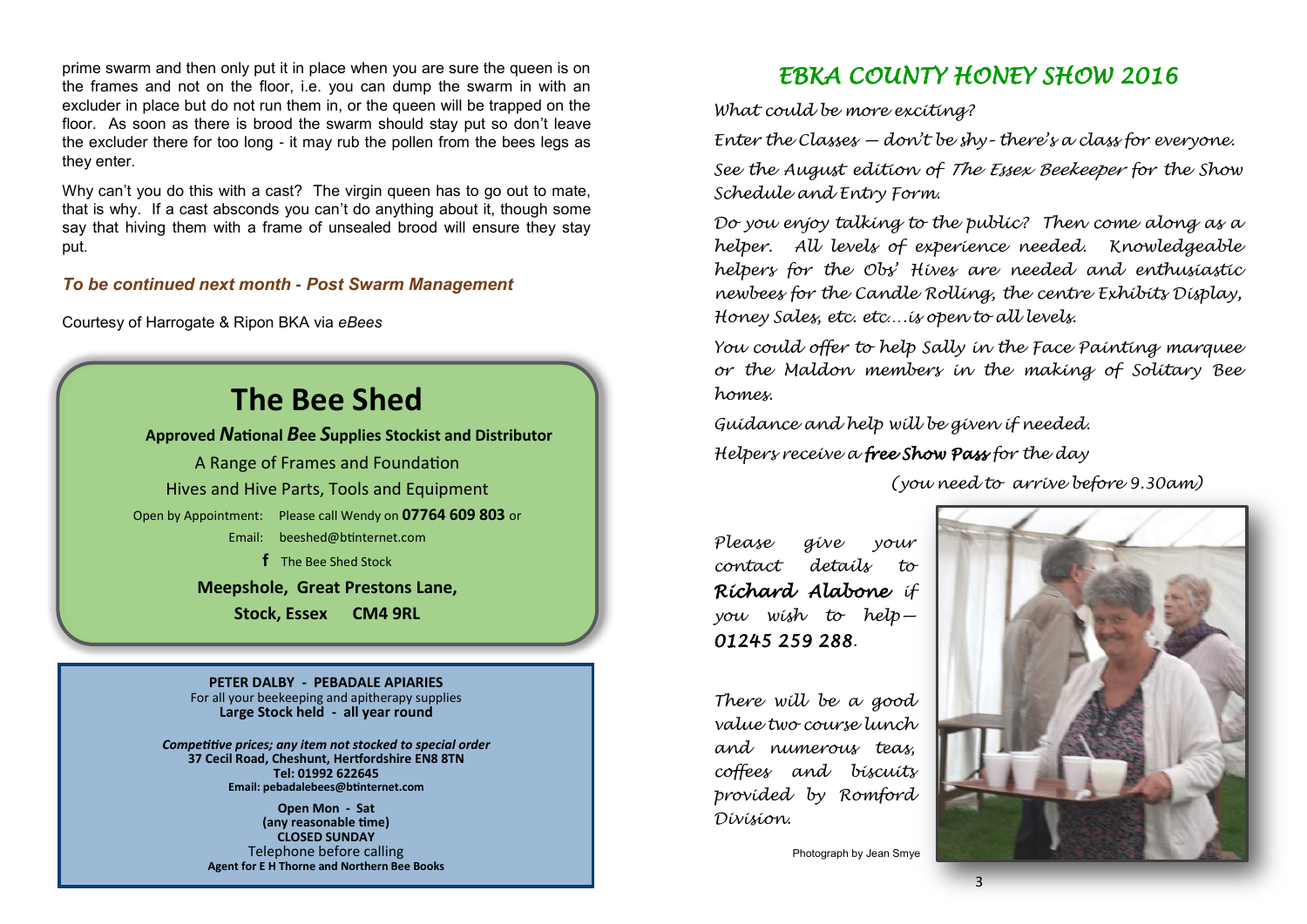prime swarm and then only put it in place when you are sure the queen is on the frames and not on the floor, i.e. you can dump the swarm in with an excluder in place but do not run them in, or the queen will be trapped on the floor. As soon as there is brood the swarm should stay put so don't leave the excluder there for too long - it may rub the pollen from the bees legs as they enter.

Why can't you do this with a cast? The virgin queen has to go out to mate, that is why. If a cast absconds you can't do anything about it, though some say that hiving them with a frame of unsealed brood will ensure they stay put.

***To be continued next month - Post Swarm Management***

Courtesy of Harrogate & Ripon BKA via *eBees*

## The Bee Shed

**Approved *N*ational *B*ee *S*upplies Stockist and Distributor**

A Range of Frames and Foundation

Hives and Hive Parts, Tools and Equipment

Open by Appointment: Please call Wendy on **07764 609 803** or

Email: beeshed@btinternet.com

f The Bee Shed Stock

**Meepshole, Great Prestons Lane,**

**Stock, Essex CM4 9RL**

**PETER DALBY - PEBADALE APIARIES**
For all your beekeeping and apitherapy supplies
**Large Stock held - all year round**

***Competitive prices; any item not stocked to special order***
**37 Cecil Road, Cheshunt, Hertfordshire EN8 8TN**
**Tel: 01992 622645**
**Email: pebadalebees@btinternet.com**

**Open Mon - Sat**
**(any reasonable time)**
**CLOSED SUNDAY**
Telephone before calling
**Agent for E H Thorne and Northern Bee Books**

# *EBKA COUNTY HONEY SHOW 2016*

*What could be more exciting?*

*Enter the Classes — don't be shy - there's a class for everyone.*

*See the August edition of The Essex Beekeeper for the Show Schedule and Entry Form.*

*Do you enjoy talking to the public? Then come along as a helper. All levels of experience needed. Knowledgeable helpers for the Obs' Hives are needed and enthusiastic newbees for the Candle Rolling, the centre Exhibits Display, Honey Sales, etc. etc.…is open to all levels.*

*You could offer to help Sally in the Face Painting marquee or the Maldon members in the making of Solitary Bee homes.*

*Guidance and help will be given if needed.*

*Helpers receive a **free Show Pass** for the day*

*(you need to arrive before 9.30am)*

*Please give your contact details to **Richard Alabone** if you wish to help— **01245 259 288**.*

*There will be a good value two course lunch and numerous teas, coffees and biscuits provided by Romford Division.*

Photograph by Jean Smye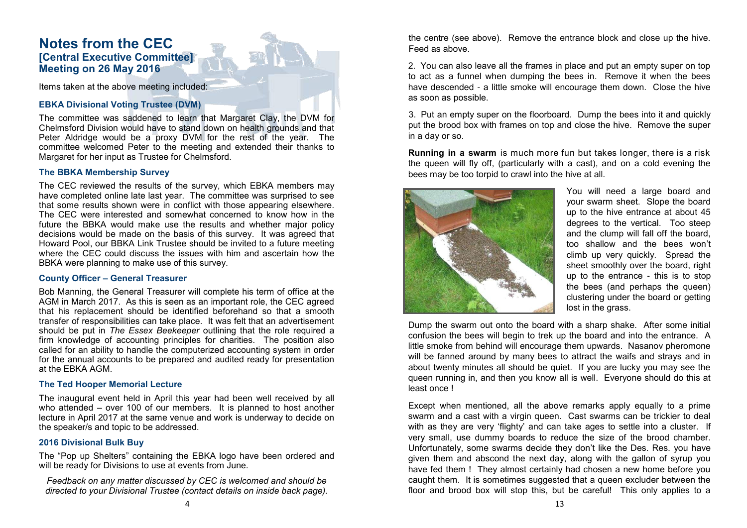# Notes from the CEC

## [Central Executive Committee] Meeting on 26 May 2016

Items taken at the above meeting included:

### EBKA Divisional Voting Trustee (DVM)

The committee was saddened to learn that Margaret Clay, the DVM for Chelmsford Division would have to stand down on health grounds and that Peter Aldridge would be a proxy DVM for the rest of the year. The committee welcomed Peter to the meeting and extended their thanks to Margaret for her input as Trustee for Chelmsford.

### The BBKA Membership Survey

The CEC reviewed the results of the survey, which EBKA members may have completed online late last year. The committee was surprised to see that some results shown were in conflict with those appearing elsewhere. The CEC were interested and somewhat concerned to know how in the future the BBKA would make use the results and whether major policy decisions would be made on the basis of this survey. It was agreed that Howard Pool, our BBKA Link Trustee should be invited to a future meeting where the CEC could discuss the issues with him and ascertain how the BBKA were planning to make use of this survey.

### County Officer – General Treasurer

Bob Manning, the General Treasurer will complete his term of office at the AGM in March 2017. As this is seen as an important role, the CEC agreed that his replacement should be identified beforehand so that a smooth transfer of responsibilities can take place. It was felt that an advertisement should be put in *The Essex Beekeeper* outlining that the role required a firm knowledge of accounting principles for charities. The position also called for an ability to handle the computerized accounting system in order for the annual accounts to be prepared and audited ready for presentation at the EBKA AGM.

### The Ted Hooper Memorial Lecture

The inaugural event held in April this year had been well received by all who attended – over 100 of our members. It is planned to host another lecture in April 2017 at the same venue and work is underway to decide on the speaker/s and topic to be addressed.

### 2016 Divisional Bulk Buy

The "Pop up Shelters" containing the EBKA logo have been ordered and will be ready for Divisions to use at events from June.

*Feedback on any matter discussed by CEC is welcomed and should be directed to your Divisional Trustee (contact details on inside back page).*

---

the centre (see above). Remove the entrance block and close up the hive. Feed as above.

2. You can also leave all the frames in place and put an empty super on top to act as a funnel when dumping the bees in. Remove it when the bees have descended - a little smoke will encourage them down. Close the hive as soon as possible.

3. Put an empty super on the floorboard. Dump the bees into it and quickly put the brood box with frames on top and close the hive. Remove the super in a day or so.

**Running in a swarm** is much more fun but takes longer, there is a risk the queen will fly off, (particularly with a cast), and on a cold evening the bees may be too torpid to crawl into the hive at all.

You will need a large board and your swarm sheet. Slope the board up to the hive entrance at about 45 degrees to the vertical. Too steep and the clump will fall off the board, too shallow and the bees won't climb up very quickly. Spread the sheet smoothly over the board, right up to the entrance - this is to stop the bees (and perhaps the queen) clustering under the board or getting lost in the grass.

Dump the swarm out onto the board with a sharp shake. After some initial confusion the bees will begin to trek up the board and into the entrance. A little smoke from behind will encourage them upwards. Nasanov pheromone will be fanned around by many bees to attract the waifs and strays and in about twenty minutes all should be quiet. If you are lucky you may see the queen running in, and then you know all is well. Everyone should do this at least once !

Except when mentioned, all the above remarks apply equally to a prime swarm and a cast with a virgin queen. Cast swarms can be trickier to deal with as they are very 'flighty' and can take ages to settle into a cluster. If very small, use dummy boards to reduce the size of the brood chamber. Unfortunately, some swarms decide they don't like the Des. Res. you have given them and abscond the next day, along with the gallon of syrup you have fed them ! They almost certainly had chosen a new home before you caught them. It is sometimes suggested that a queen excluder between the floor and brood box will stop this, but be careful! This only applies to a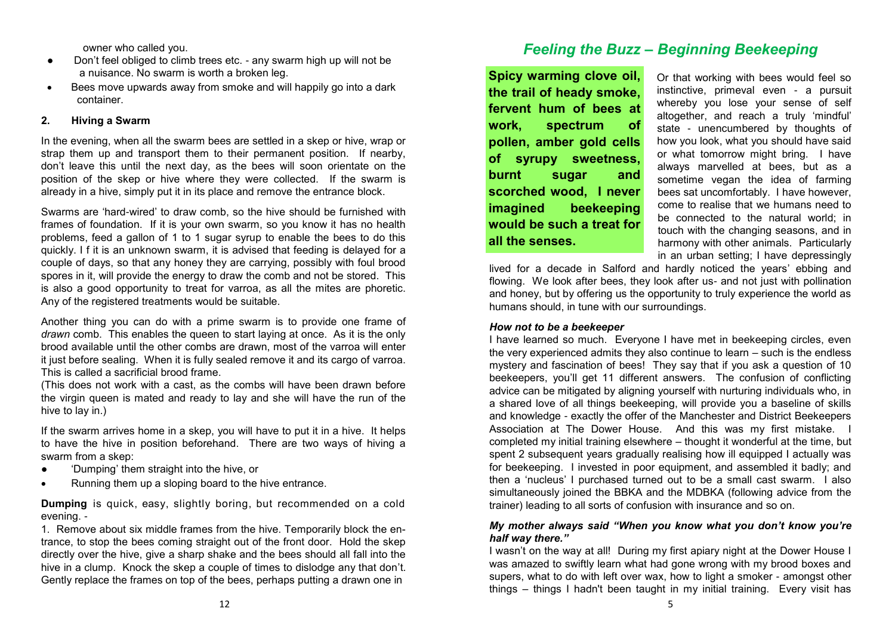owner who called you.

- Don't feel obliged to climb trees etc. - any swarm high up will not be a nuisance. No swarm is worth a broken leg.
- Bees move upwards away from smoke and will happily go into a dark container.

#### 2. Hiving a Swarm

In the evening, when all the swarm bees are settled in a skep or hive, wrap or strap them up and transport them to their permanent position. If nearby, don't leave this until the next day, as the bees will soon orientate on the position of the skep or hive where they were collected. If the swarm is already in a hive, simply put it in its place and remove the entrance block.

Swarms are 'hard-wired' to draw comb, so the hive should be furnished with frames of foundation. If it is your own swarm, so you know it has no health problems, feed a gallon of 1 to 1 sugar syrup to enable the bees to do this quickly. I f it is an unknown swarm, it is advised that feeding is delayed for a couple of days, so that any honey they are carrying, possibly with foul brood spores in it, will provide the energy to draw the comb and not be stored. This is also a good opportunity to treat for varroa, as all the mites are phoretic. Any of the registered treatments would be suitable.

Another thing you can do with a prime swarm is to provide one frame of *drawn* comb. This enables the queen to start laying at once. As it is the only brood available until the other combs are drawn, most of the varroa will enter it just before sealing. When it is fully sealed remove it and its cargo of varroa. This is called a sacrificial brood frame.

(This does not work with a cast, as the combs will have been drawn before the virgin queen is mated and ready to lay and she will have the run of the hive to lay in.)

If the swarm arrives home in a skep, you will have to put it in a hive. It helps to have the hive in position beforehand. There are two ways of hiving a swarm from a skep:

- 'Dumping' them straight into the hive, or
- Running them up a sloping board to the hive entrance.

**Dumping** is quick, easy, slightly boring, but recommended on a cold evening. -

1. Remove about six middle frames from the hive. Temporarily block the entrance, to stop the bees coming straight out of the front door. Hold the skep directly over the hive, give a sharp shake and the bees should all fall into the hive in a clump. Knock the skep a couple of times to dislodge any that don't. Gently replace the frames on top of the bees, perhaps putting a drawn one in

## *Feeling the Buzz – Beginning Beekeeping*

**Spicy warming clove oil, the trail of heady smoke, fervent hum of bees at work, spectrum of pollen, amber gold cells of syrupy sweetness, burnt sugar and scorched wood, I never imagined beekeeping would be such a treat for all the senses.**

Or that working with bees would feel so instinctive, primeval even - a pursuit whereby you lose your sense of self altogether, and reach a truly 'mindful' state - unencumbered by thoughts of how you look, what you should have said or what tomorrow might bring. I have always marvelled at bees, but as a sometime vegan the idea of farming bees sat uncomfortably. I have however, come to realise that we humans need to be connected to the natural world; in touch with the changing seasons, and in harmony with other animals. Particularly in an urban setting; I have depressingly lived for a decade in Salford and hardly noticed the years' ebbing and flowing. We look after bees, they look after us- and not just with pollination and honey, but by offering us the opportunity to truly experience the world as humans should, in tune with our surroundings.

### *How not to be a beekeeper*

I have learned so much. Everyone I have met in beekeeping circles, even the very experienced admits they also continue to learn – such is the endless mystery and fascination of bees! They say that if you ask a question of 10 beekeepers, you'll get 11 different answers. The confusion of conflicting advice can be mitigated by aligning yourself with nurturing individuals who, in a shared love of all things beekeeping, will provide you a baseline of skills and knowledge - exactly the offer of the Manchester and District Beekeepers Association at The Dower House. And this was my first mistake. I completed my initial training elsewhere – thought it wonderful at the time, but spent 2 subsequent years gradually realising how ill equipped I actually was for beekeeping. I invested in poor equipment, and assembled it badly; and then a 'nucleus' I purchased turned out to be a small cast swarm. I also simultaneously joined the BBKA and the MDBKA (following advice from the trainer) leading to all sorts of confusion with insurance and so on.

### *My mother always said "When you know what you don't know you're half way there."*

I wasn't on the way at all! During my first apiary night at the Dower House I was amazed to swiftly learn what had gone wrong with my brood boxes and supers, what to do with left over wax, how to light a smoker - amongst other things – things I hadn't been taught in my initial training. Every visit has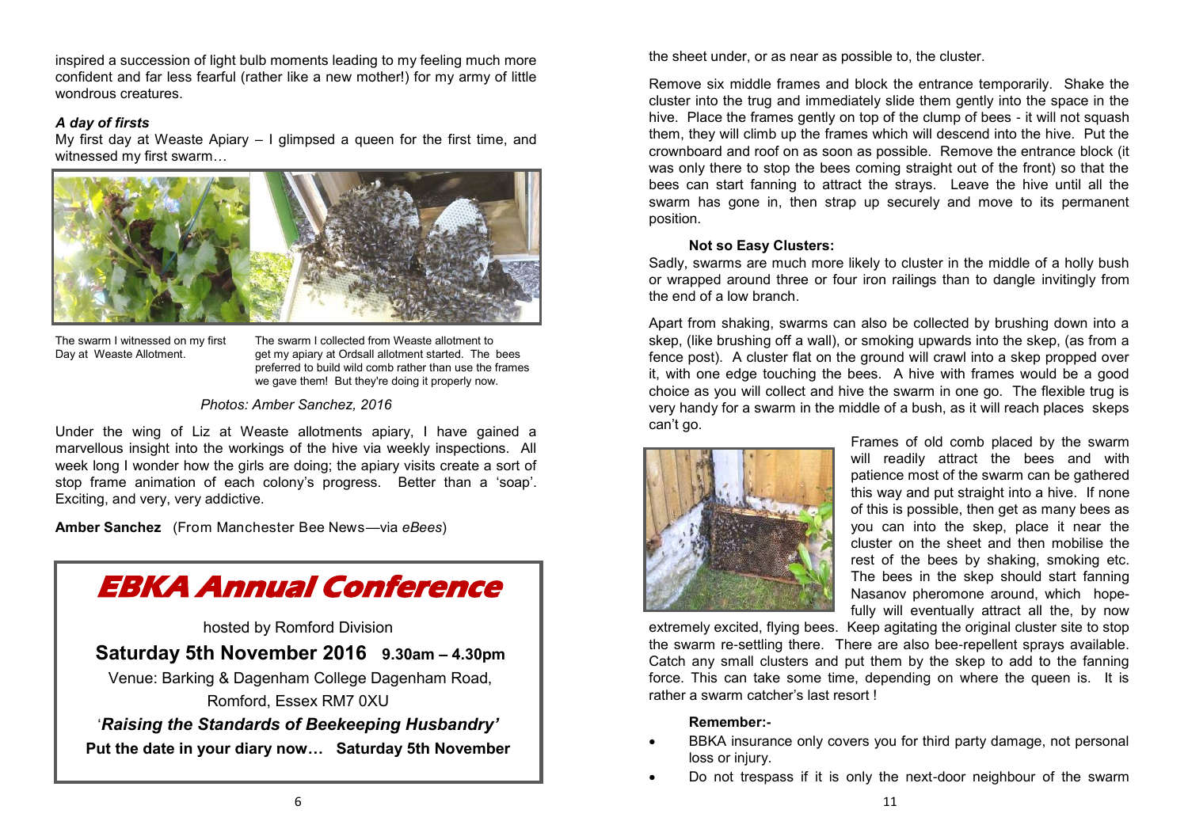inspired a succession of light bulb moments leading to my feeling much more confident and far less fearful (rather like a new mother!) for my army of little wondrous creatures.

***A day of firsts***

My first day at Weaste Apiary – I glimpsed a queen for the first time, and witnessed my first swarm…

The swarm I witnessed on my first Day at Weaste Allotment.

The swarm I collected from Weaste allotment to get my apiary at Ordsall allotment started. The bees preferred to build wild comb rather than use the frames we gave them! But they're doing it properly now.

*Photos: Amber Sanchez, 2016*

Under the wing of Liz at Weaste allotments apiary, I have gained a marvellous insight into the workings of the hive via weekly inspections. All week long I wonder how the girls are doing; the apiary visits create a sort of stop frame animation of each colony's progress. Better than a 'soap'. Exciting, and very, very addictive.

**Amber Sanchez** (From Manchester Bee News—via *eBees*)

## EBKA Annual Conference

hosted by Romford Division

**Saturday 5th November 2016 9.30am – 4.30pm**

Venue: Barking & Dagenham College Dagenham Road, Romford, Essex RM7 0XU

'***Raising the Standards of Beekeeping Husbandry'***

**Put the date in your diary now… Saturday 5th November**

the sheet under, or as near as possible to, the cluster.

Remove six middle frames and block the entrance temporarily. Shake the cluster into the trug and immediately slide them gently into the space in the hive. Place the frames gently on top of the clump of bees - it will not squash them, they will climb up the frames which will descend into the hive. Put the crownboard and roof on as soon as possible. Remove the entrance block (it was only there to stop the bees coming straight out of the front) so that the bees can start fanning to attract the strays. Leave the hive until all the swarm has gone in, then strap up securely and move to its permanent position.

**Not so Easy Clusters:**

Sadly, swarms are much more likely to cluster in the middle of a holly bush or wrapped around three or four iron railings than to dangle invitingly from the end of a low branch.

Apart from shaking, swarms can also be collected by brushing down into a skep, (like brushing off a wall), or smoking upwards into the skep, (as from a fence post). A cluster flat on the ground will crawl into a skep propped over it, with one edge touching the bees. A hive with frames would be a good choice as you will collect and hive the swarm in one go. The flexible trug is very handy for a swarm in the middle of a bush, as it will reach places skeps can't go.

Frames of old comb placed by the swarm will readily attract the bees and with patience most of the swarm can be gathered this way and put straight into a hive. If none of this is possible, then get as many bees as you can into the skep, place it near the cluster on the sheet and then mobilise the rest of the bees by shaking, smoking etc. The bees in the skep should start fanning Nasanov pheromone around, which hopefully will eventually attract all the, by now extremely excited, flying bees. Keep agitating the original cluster site to stop the swarm re-settling there. There are also bee-repellent sprays available. Catch any small clusters and put them by the skep to add to the fanning force. This can take some time, depending on where the queen is. It is rather a swarm catcher's last resort !

**Remember:-**

- BBKA insurance only covers you for third party damage, not personal loss or injury.
- Do not trespass if it is only the next-door neighbour of the swarm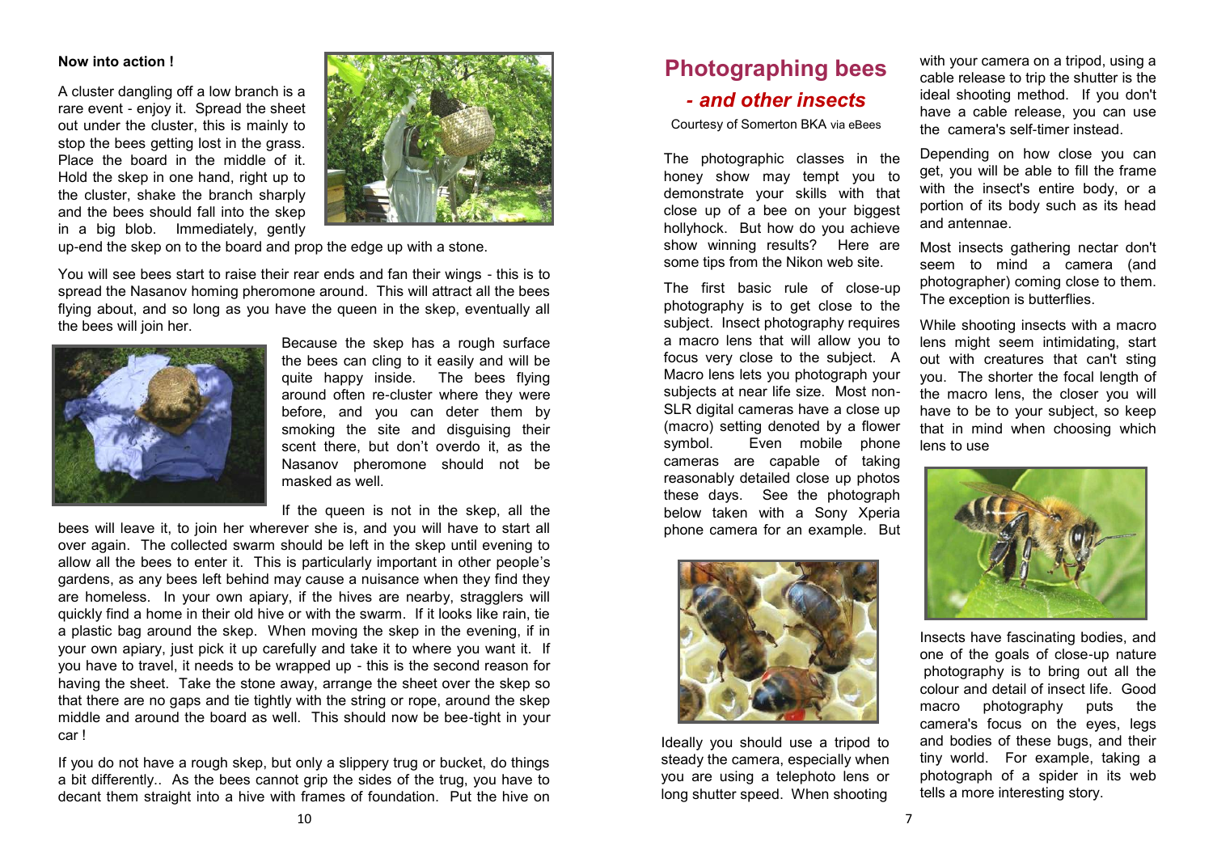**Now into action !**

A cluster dangling off a low branch is a rare event - enjoy it. Spread the sheet out under the cluster, this is mainly to stop the bees getting lost in the grass. Place the board in the middle of it. Hold the skep in one hand, right up to the cluster, shake the branch sharply and the bees should fall into the skep in a big blob. Immediately, gently up-end the skep on to the board and prop the edge up with a stone.

You will see bees start to raise their rear ends and fan their wings - this is to spread the Nasanov homing pheromone around. This will attract all the bees flying about, and so long as you have the queen in the skep, eventually all the bees will join her.

Because the skep has a rough surface the bees can cling to it easily and will be quite happy inside. The bees flying around often re-cluster where they were before, and you can deter them by smoking the site and disguising their scent there, but don't overdo it, as the Nasanov pheromone should not be masked as well.

If the queen is not in the skep, all the bees will leave it, to join her wherever she is, and you will have to start all over again. The collected swarm should be left in the skep until evening to allow all the bees to enter it. This is particularly important in other people's gardens, as any bees left behind may cause a nuisance when they find they are homeless. In your own apiary, if the hives are nearby, stragglers will quickly find a home in their old hive or with the swarm. If it looks like rain, tie a plastic bag around the skep. When moving the skep in the evening, if in your own apiary, just pick it up carefully and take it to where you want it. If you have to travel, it needs to be wrapped up - this is the second reason for having the sheet. Take the stone away, arrange the sheet over the skep so that there are no gaps and tie tightly with the string or rope, around the skep middle and around the board as well. This should now be bee-tight in your car !

If you do not have a rough skep, but only a slippery trug or bucket, do things a bit differently.. As the bees cannot grip the sides of the trug, you have to decant them straight into a hive with frames of foundation. Put the hive on

# Photographing bees

## *- and other insects*

Courtesy of Somerton BKA via eBees

The photographic classes in the honey show may tempt you to demonstrate your skills with that close up of a bee on your biggest hollyhock. But how do you achieve show winning results? Here are some tips from the Nikon web site.

The first basic rule of close-up photography is to get close to the subject. Insect photography requires a macro lens that will allow you to focus very close to the subject. A Macro lens lets you photograph your subjects at near life size. Most non-SLR digital cameras have a close up (macro) setting denoted by a flower symbol. Even mobile phone cameras are capable of taking reasonably detailed close up photos these days. See the photograph below taken with a Sony Xperia phone camera for an example. But

Ideally you should use a tripod to steady the camera, especially when you are using a telephoto lens or long shutter speed. When shooting with your camera on a tripod, using a cable release to trip the shutter is the ideal shooting method. If you don't have a cable release, you can use the camera's self-timer instead.

Depending on how close you can get, you will be able to fill the frame with the insect's entire body, or a portion of its body such as its head and antennae.

Most insects gathering nectar don't seem to mind a camera (and photographer) coming close to them. The exception is butterflies.

While shooting insects with a macro lens might seem intimidating, start out with creatures that can't sting you. The shorter the focal length of the macro lens, the closer you will have to be to your subject, so keep that in mind when choosing which lens to use

Insects have fascinating bodies, and one of the goals of close-up nature photography is to bring out all the colour and detail of insect life. Good macro photography puts the camera's focus on the eyes, legs and bodies of these bugs, and their tiny world. For example, taking a photograph of a spider in its web tells a more interesting story.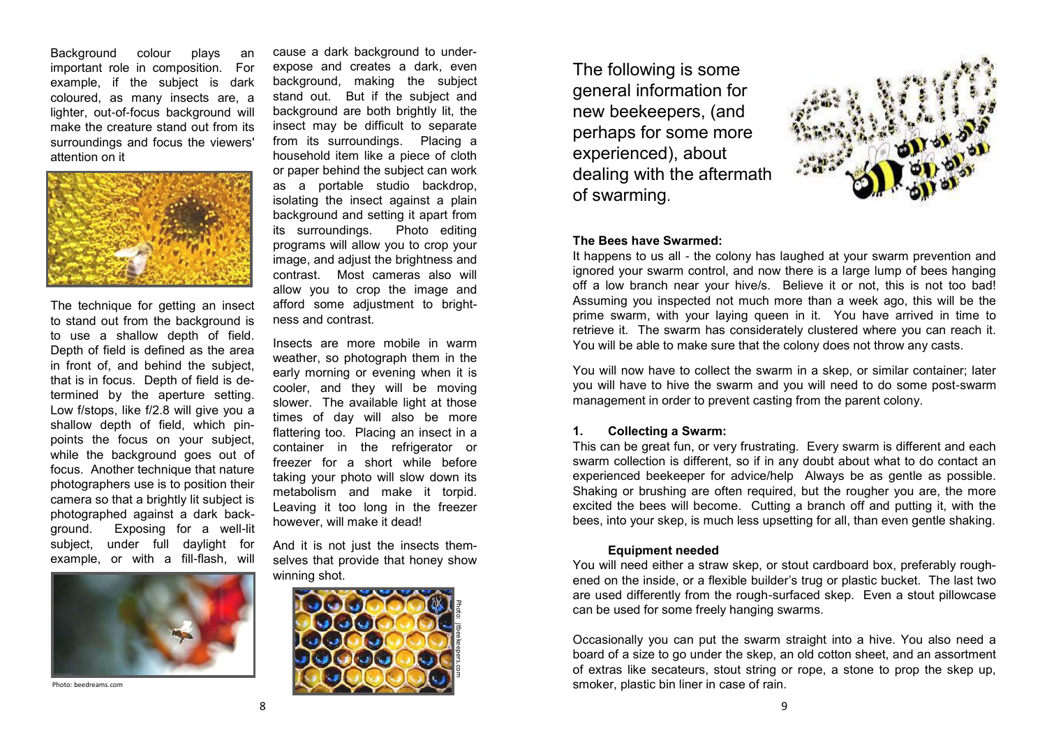Background colour plays an important role in composition. For example, if the subject is dark coloured, as many insects are, a lighter, out-of-focus background will make the creature stand out from its surroundings and focus the viewers' attention on it

The technique for getting an insect to stand out from the background is to use a shallow depth of field. Depth of field is defined as the area in front of, and behind the subject, that is in focus. Depth of field is determined by the aperture setting. Low f/stops, like f/2.8 will give you a shallow depth of field, which pinpoints the focus on your subject, while the background goes out of focus. Another technique that nature photographers use is to position their camera so that a brightly lit subject is photographed against a dark background. Exposing for a well-lit subject, under full daylight for example, or with a fill-flash, will cause a dark background to underexpose and creates a dark, even background, making the subject stand out. But if the subject and background are both brightly lit, the insect may be difficult to separate from its surroundings. Placing a household item like a piece of cloth or paper behind the subject can work as a portable studio backdrop, isolating the insect against a plain background and setting it apart from its surroundings. Photo editing programs will allow you to crop your image, and adjust the brightness and contrast. Most cameras also will allow you to crop the image and afford some adjustment to brightness and contrast.

Photo: beedreams.com

Insects are more mobile in warm weather, so photograph them in the early morning or evening when it is cooler, and they will be moving slower. The available light at those times of day will also be more flattering too. Placing an insect in a container in the refrigerator or freezer for a short while before taking your photo will slow down its metabolism and make it torpid. Leaving it too long in the freezer however, will make it dead!

And it is not just the insects themselves that provide that honey show winning shot.

Photo: jtbeekeepers.com

The following is some general information for new beekeepers, (and perhaps for some more experienced), about dealing with the aftermath of swarming.

**The Bees have Swarmed:**

It happens to us all - the colony has laughed at your swarm prevention and ignored your swarm control, and now there is a large lump of bees hanging off a low branch near your hive/s. Believe it or not, this is not too bad! Assuming you inspected not much more than a week ago, this will be the prime swarm, with your laying queen in it. You have arrived in time to retrieve it. The swarm has considerately clustered where you can reach it. You will be able to make sure that the colony does not throw any casts.

You will now have to collect the swarm in a skep, or similar container; later you will have to hive the swarm and you will need to do some post-swarm management in order to prevent casting from the parent colony.

**1. Collecting a Swarm:**

This can be great fun, or very frustrating. Every swarm is different and each swarm collection is different, so if in any doubt about what to do contact an experienced beekeeper for advice/help Always be as gentle as possible. Shaking or brushing are often required, but the rougher you are, the more excited the bees will become. Cutting a branch off and putting it, with the bees, into your skep, is much less upsetting for all, than even gentle shaking.

**Equipment needed**

You will need either a straw skep, or stout cardboard box, preferably roughened on the inside, or a flexible builder's trug or plastic bucket. The last two are used differently from the rough-surfaced skep. Even a stout pillowcase can be used for some freely hanging swarms.

Occasionally you can put the swarm straight into a hive. You also need a board of a size to go under the skep, an old cotton sheet, and an assortment of extras like secateurs, stout string or rope, a stone to prop the skep up, smoker, plastic bin liner in case of rain.